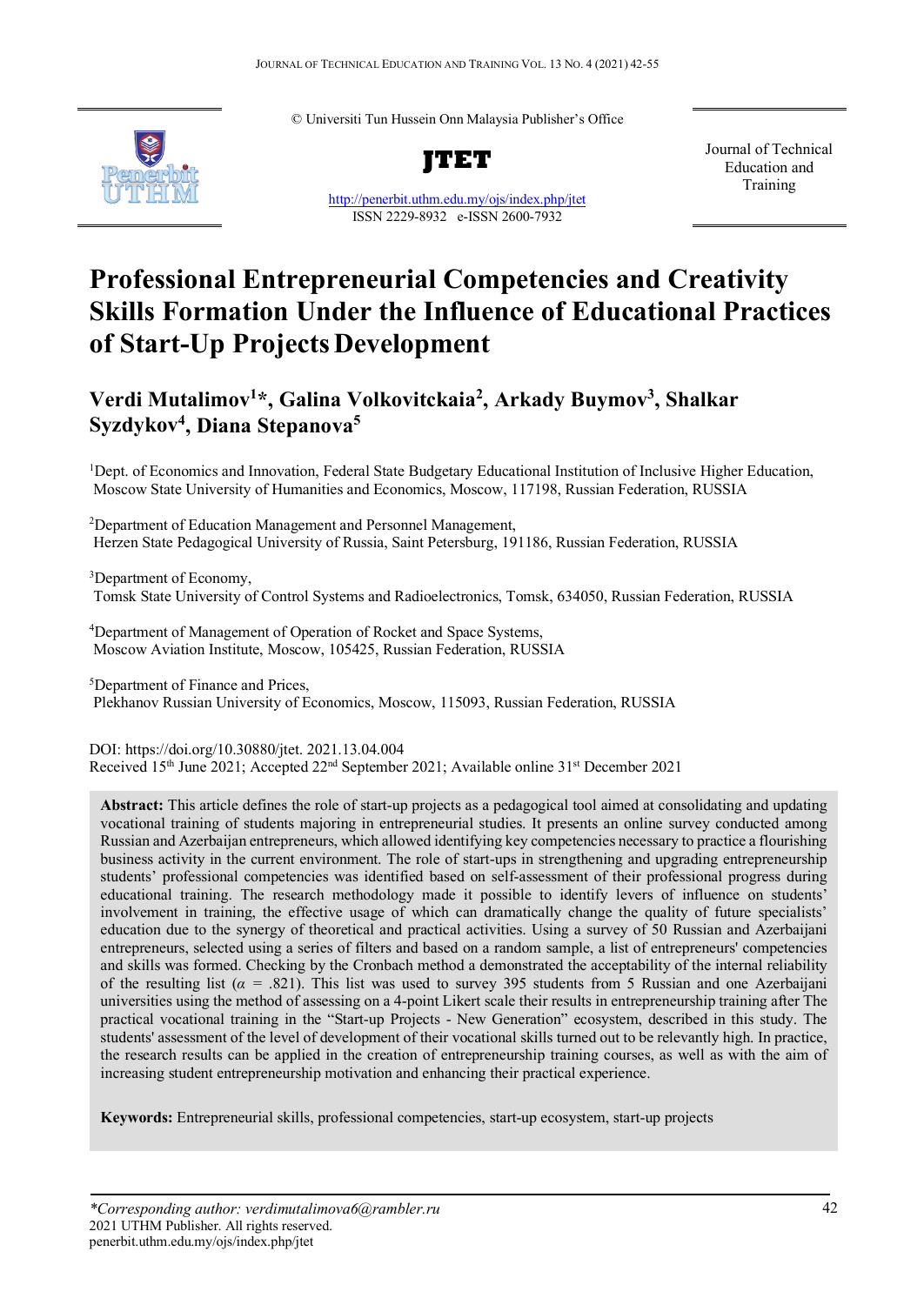© Universiti Tun Hussein Onn Malaysia Publisher's Office

**JTET**

http://penerbit.uthm.edu.my/ojs/index.php/jtet
ISSN 2229-8932 e-ISSN 2600-7932

Journal of Technical Education and Training

# Professional Entrepreneurial Competencies and Creativity Skills Formation Under the Influence of Educational Practices of Start-Up Projects Development

**Verdi Mutalimov[1]*, Galina Volkovitckaia[2], Arkady Buymov[3], Shalkar Syzdykov[4], Diana Stepanova[5]**

[1]Dept. of Economics and Innovation, Federal State Budgetary Educational Institution of Inclusive Higher Education, Moscow State University of Humanities and Economics, Moscow, 117198, Russian Federation, RUSSIA

[2]Department of Education Management and Personnel Management, Herzen State Pedagogical University of Russia, Saint Petersburg, 191186, Russian Federation, RUSSIA

[3]Department of Economy, Tomsk State University of Control Systems and Radioelectronics, Tomsk, 634050, Russian Federation, RUSSIA

[4]Department of Management of Operation of Rocket and Space Systems, Moscow Aviation Institute, Moscow, 105425, Russian Federation, RUSSIA

[5]Department of Finance and Prices, Plekhanov Russian University of Economics, Moscow, 115093, Russian Federation, RUSSIA

DOI: https://doi.org/10.30880/jtet. 2021.13.04.004
Received 15th June 2021; Accepted 22nd September 2021; Available online 31st December 2021

**Abstract:** This article defines the role of start-up projects as a pedagogical tool aimed at consolidating and updating vocational training of students majoring in entrepreneurial studies. It presents an online survey conducted among Russian and Azerbaijan entrepreneurs, which allowed identifying key competencies necessary to practice a flourishing business activity in the current environment. The role of start-ups in strengthening and upgrading entrepreneurship students' professional competencies was identified based on self-assessment of their professional progress during educational training. The research methodology made it possible to identify levers of influence on students' involvement in training, the effective usage of which can dramatically change the quality of future specialists' education due to the synergy of theoretical and practical activities. Using a survey of 50 Russian and Azerbaijani entrepreneurs, selected using a series of filters and based on a random sample, a list of entrepreneurs' competencies and skills was formed. Checking by the Cronbach method a demonstrated the acceptability of the internal reliability of the resulting list ($\alpha$ = .821). This list was used to survey 395 students from 5 Russian and one Azerbaijani universities using the method of assessing on a 4-point Likert scale their results in entrepreneurship training after The practical vocational training in the "Start-up Projects - New Generation" ecosystem, described in this study. The students' assessment of the level of development of their vocational skills turned out to be relevantly high. In practice, the research results can be applied in the creation of entrepreneurship training courses, as well as with the aim of increasing student entrepreneurship motivation and enhancing their practical experience.

**Keywords:** Entrepreneurial skills, professional competencies, start-up ecosystem, start-up projects

*\*Corresponding author: verdimutalimova6@rambler.ru*
2021 UTHM Publisher. All rights reserved.
penerbit.uthm.edu.my/ojs/index.php/jtet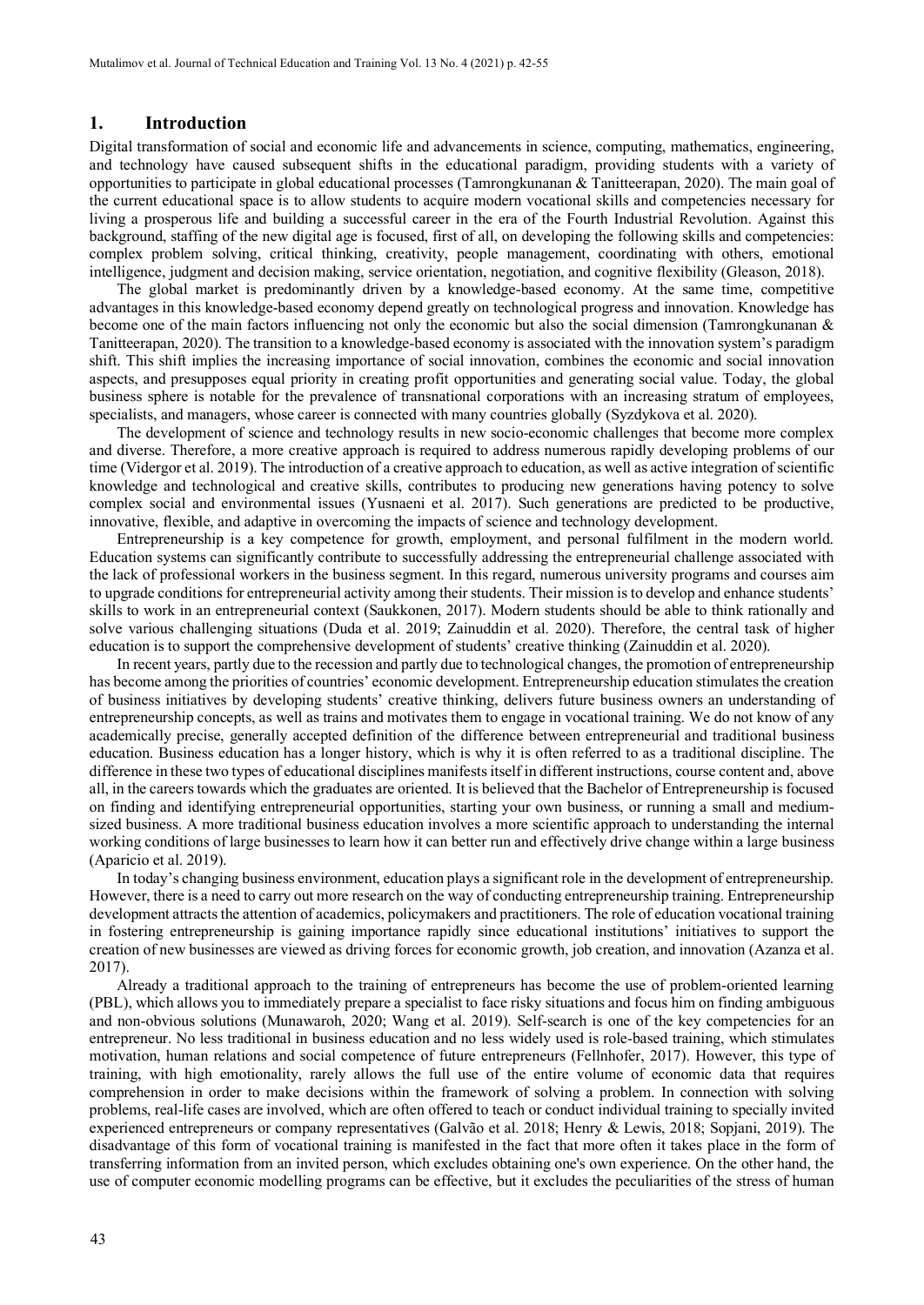## 1. Introduction

Digital transformation of social and economic life and advancements in science, computing, mathematics, engineering, and technology have caused subsequent shifts in the educational paradigm, providing students with a variety of opportunities to participate in global educational processes (Tamrongkunanan & Tanitteerapan, 2020). The main goal of the current educational space is to allow students to acquire modern vocational skills and competencies necessary for living a prosperous life and building a successful career in the era of the Fourth Industrial Revolution. Against this background, staffing of the new digital age is focused, first of all, on developing the following skills and competencies: complex problem solving, critical thinking, creativity, people management, coordinating with others, emotional intelligence, judgment and decision making, service orientation, negotiation, and cognitive flexibility (Gleason, 2018).

The global market is predominantly driven by a knowledge-based economy. At the same time, competitive advantages in this knowledge-based economy depend greatly on technological progress and innovation. Knowledge has become one of the main factors influencing not only the economic but also the social dimension (Tamrongkunanan & Tanitteerapan, 2020). The transition to a knowledge-based economy is associated with the innovation system's paradigm shift. This shift implies the increasing importance of social innovation, combines the economic and social innovation aspects, and presupposes equal priority in creating profit opportunities and generating social value. Today, the global business sphere is notable for the prevalence of transnational corporations with an increasing stratum of employees, specialists, and managers, whose career is connected with many countries globally (Syzdykova et al. 2020).

The development of science and technology results in new socio-economic challenges that become more complex and diverse. Therefore, a more creative approach is required to address numerous rapidly developing problems of our time (Vidergor et al. 2019). The introduction of a creative approach to education, as well as active integration of scientific knowledge and technological and creative skills, contributes to producing new generations having potency to solve complex social and environmental issues (Yusnaeni et al. 2017). Such generations are predicted to be productive, innovative, flexible, and adaptive in overcoming the impacts of science and technology development.

Entrepreneurship is a key competence for growth, employment, and personal fulfilment in the modern world. Education systems can significantly contribute to successfully addressing the entrepreneurial challenge associated with the lack of professional workers in the business segment. In this regard, numerous university programs and courses aim to upgrade conditions for entrepreneurial activity among their students. Their mission is to develop and enhance students' skills to work in an entrepreneurial context (Saukkonen, 2017). Modern students should be able to think rationally and solve various challenging situations (Duda et al. 2019; Zainuddin et al. 2020). Therefore, the central task of higher education is to support the comprehensive development of students' creative thinking (Zainuddin et al. 2020).

In recent years, partly due to the recession and partly due to technological changes, the promotion of entrepreneurship has become among the priorities of countries' economic development. Entrepreneurship education stimulates the creation of business initiatives by developing students' creative thinking, delivers future business owners an understanding of entrepreneurship concepts, as well as trains and motivates them to engage in vocational training. We do not know of any academically precise, generally accepted definition of the difference between entrepreneurial and traditional business education. Business education has a longer history, which is why it is often referred to as a traditional discipline. The difference in these two types of educational disciplines manifests itself in different instructions, course content and, above all, in the careers towards which the graduates are oriented. It is believed that the Bachelor of Entrepreneurship is focused on finding and identifying entrepreneurial opportunities, starting your own business, or running a small and medium-sized business. A more traditional business education involves a more scientific approach to understanding the internal working conditions of large businesses to learn how it can better run and effectively drive change within a large business (Aparicio et al. 2019).

In today's changing business environment, education plays a significant role in the development of entrepreneurship. However, there is a need to carry out more research on the way of conducting entrepreneurship training. Entrepreneurship development attracts the attention of academics, policymakers and practitioners. The role of education vocational training in fostering entrepreneurship is gaining importance rapidly since educational institutions' initiatives to support the creation of new businesses are viewed as driving forces for economic growth, job creation, and innovation (Azanza et al. 2017).

Already a traditional approach to the training of entrepreneurs has become the use of problem-oriented learning (PBL), which allows you to immediately prepare a specialist to face risky situations and focus him on finding ambiguous and non-obvious solutions (Munawaroh, 2020; Wang et al. 2019). Self-search is one of the key competencies for an entrepreneur. No less traditional in business education and no less widely used is role-based training, which stimulates motivation, human relations and social competence of future entrepreneurs (Fellnhofer, 2017). However, this type of training, with high emotionality, rarely allows the full use of the entire volume of economic data that requires comprehension in order to make decisions within the framework of solving a problem. In connection with solving problems, real-life cases are involved, which are often offered to teach or conduct individual training to specially invited experienced entrepreneurs or company representatives (Galvão et al. 2018; Henry & Lewis, 2018; Sopjani, 2019). The disadvantage of this form of vocational training is manifested in the fact that more often it takes place in the form of transferring information from an invited person, which excludes obtaining one's own experience. On the other hand, the use of computer economic modelling programs can be effective, but it excludes the peculiarities of the stress of human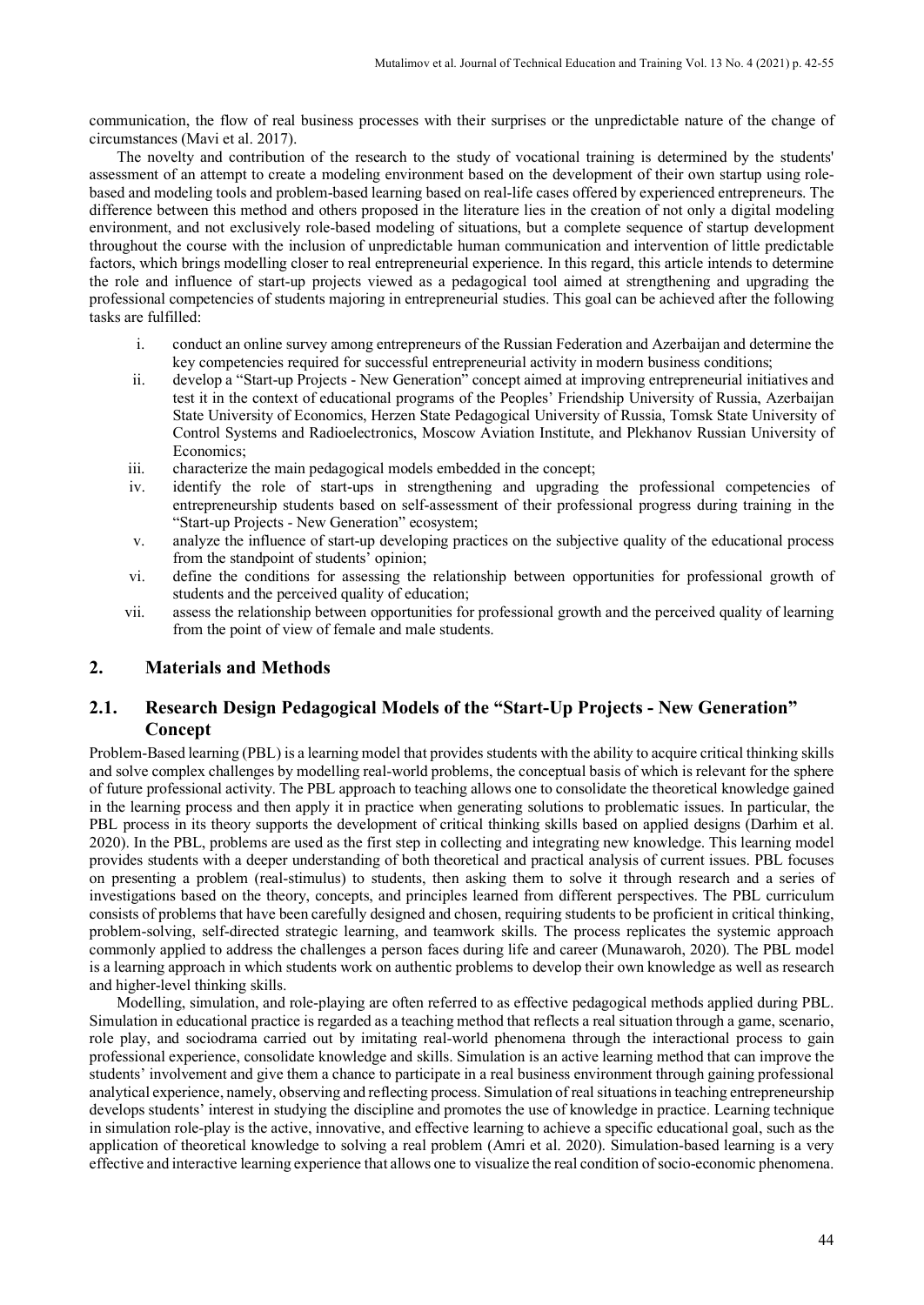communication, the flow of real business processes with their surprises or the unpredictable nature of the change of circumstances (Mavi et al. 2017).

The novelty and contribution of the research to the study of vocational training is determined by the students' assessment of an attempt to create a modeling environment based on the development of their own startup using role-based and modeling tools and problem-based learning based on real-life cases offered by experienced entrepreneurs. The difference between this method and others proposed in the literature lies in the creation of not only a digital modeling environment, and not exclusively role-based modeling of situations, but a complete sequence of startup development throughout the course with the inclusion of unpredictable human communication and intervention of little predictable factors, which brings modelling closer to real entrepreneurial experience. In this regard, this article intends to determine the role and influence of start-up projects viewed as a pedagogical tool aimed at strengthening and upgrading the professional competencies of students majoring in entrepreneurial studies. This goal can be achieved after the following tasks are fulfilled:

i. conduct an online survey among entrepreneurs of the Russian Federation and Azerbaijan and determine the key competencies required for successful entrepreneurial activity in modern business conditions;
ii. develop a "Start-up Projects - New Generation" concept aimed at improving entrepreneurial initiatives and test it in the context of educational programs of the Peoples' Friendship University of Russia, Azerbaijan State University of Economics, Herzen State Pedagogical University of Russia, Tomsk State University of Control Systems and Radioelectronics, Moscow Aviation Institute, and Plekhanov Russian University of Economics;
iii. characterize the main pedagogical models embedded in the concept;
iv. identify the role of start-ups in strengthening and upgrading the professional competencies of entrepreneurship students based on self-assessment of their professional progress during training in the "Start-up Projects - New Generation" ecosystem;
v. analyze the influence of start-up developing practices on the subjective quality of the educational process from the standpoint of students' opinion;
vi. define the conditions for assessing the relationship between opportunities for professional growth of students and the perceived quality of education;
vii. assess the relationship between opportunities for professional growth and the perceived quality of learning from the point of view of female and male students.

## 2. Materials and Methods

### 2.1. Research Design Pedagogical Models of the "Start-Up Projects - New Generation" Concept

Problem-Based learning (PBL) is a learning model that provides students with the ability to acquire critical thinking skills and solve complex challenges by modelling real-world problems, the conceptual basis of which is relevant for the sphere of future professional activity. The PBL approach to teaching allows one to consolidate the theoretical knowledge gained in the learning process and then apply it in practice when generating solutions to problematic issues. In particular, the PBL process in its theory supports the development of critical thinking skills based on applied designs (Darhim et al. 2020). In the PBL, problems are used as the first step in collecting and integrating new knowledge. This learning model provides students with a deeper understanding of both theoretical and practical analysis of current issues. PBL focuses on presenting a problem (real-stimulus) to students, then asking them to solve it through research and a series of investigations based on the theory, concepts, and principles learned from different perspectives. The PBL curriculum consists of problems that have been carefully designed and chosen, requiring students to be proficient in critical thinking, problem-solving, self-directed strategic learning, and teamwork skills. The process replicates the systemic approach commonly applied to address the challenges a person faces during life and career (Munawaroh, 2020). The PBL model is a learning approach in which students work on authentic problems to develop their own knowledge as well as research and higher-level thinking skills.

Modelling, simulation, and role-playing are often referred to as effective pedagogical methods applied during PBL. Simulation in educational practice is regarded as a teaching method that reflects a real situation through a game, scenario, role play, and sociodrama carried out by imitating real-world phenomena through the interactional process to gain professional experience, consolidate knowledge and skills. Simulation is an active learning method that can improve the students' involvement and give them a chance to participate in a real business environment through gaining professional analytical experience, namely, observing and reflecting process. Simulation of real situations in teaching entrepreneurship develops students' interest in studying the discipline and promotes the use of knowledge in practice. Learning technique in simulation role-play is the active, innovative, and effective learning to achieve a specific educational goal, such as the application of theoretical knowledge to solving a real problem (Amri et al. 2020). Simulation-based learning is a very effective and interactive learning experience that allows one to visualize the real condition of socio-economic phenomena.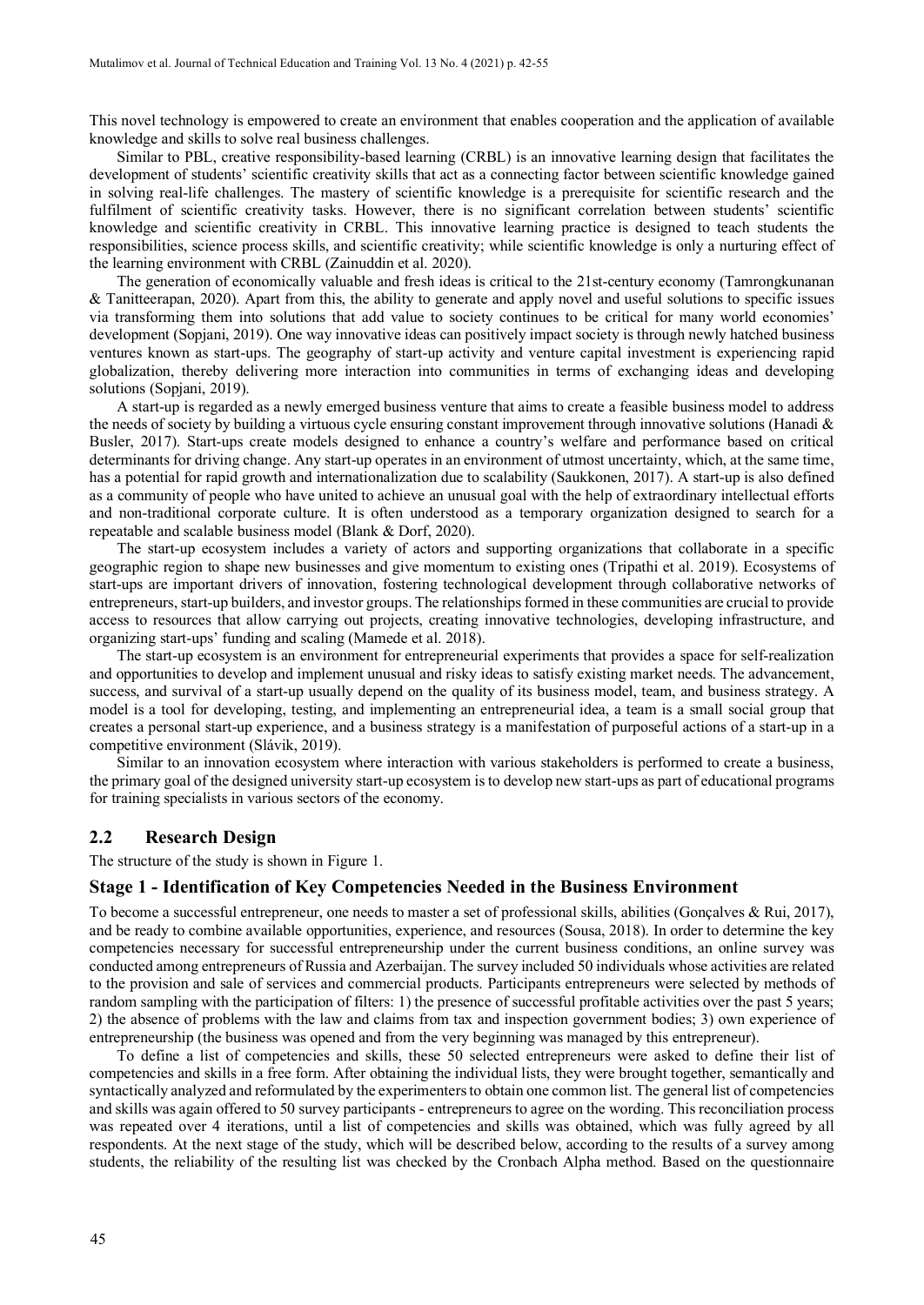This novel technology is empowered to create an environment that enables cooperation and the application of available knowledge and skills to solve real business challenges.

Similar to PBL, creative responsibility-based learning (CRBL) is an innovative learning design that facilitates the development of students' scientific creativity skills that act as a connecting factor between scientific knowledge gained in solving real-life challenges. The mastery of scientific knowledge is a prerequisite for scientific research and the fulfilment of scientific creativity tasks. However, there is no significant correlation between students' scientific knowledge and scientific creativity in CRBL. This innovative learning practice is designed to teach students the responsibilities, science process skills, and scientific creativity; while scientific knowledge is only a nurturing effect of the learning environment with CRBL (Zainuddin et al. 2020).

The generation of economically valuable and fresh ideas is critical to the 21st-century economy (Tamrongkunanan & Tanitteerapan, 2020). Apart from this, the ability to generate and apply novel and useful solutions to specific issues via transforming them into solutions that add value to society continues to be critical for many world economies' development (Sopjani, 2019). One way innovative ideas can positively impact society is through newly hatched business ventures known as start-ups. The geography of start-up activity and venture capital investment is experiencing rapid globalization, thereby delivering more interaction into communities in terms of exchanging ideas and developing solutions (Sopjani, 2019).

A start-up is regarded as a newly emerged business venture that aims to create a feasible business model to address the needs of society by building a virtuous cycle ensuring constant improvement through innovative solutions (Hanadi & Busler, 2017). Start-ups create models designed to enhance a country's welfare and performance based on critical determinants for driving change. Any start-up operates in an environment of utmost uncertainty, which, at the same time, has a potential for rapid growth and internationalization due to scalability (Saukkonen, 2017). A start-up is also defined as a community of people who have united to achieve an unusual goal with the help of extraordinary intellectual efforts and non-traditional corporate culture. It is often understood as a temporary organization designed to search for a repeatable and scalable business model (Blank & Dorf, 2020).

The start-up ecosystem includes a variety of actors and supporting organizations that collaborate in a specific geographic region to shape new businesses and give momentum to existing ones (Tripathi et al. 2019). Ecosystems of start-ups are important drivers of innovation, fostering technological development through collaborative networks of entrepreneurs, start-up builders, and investor groups. The relationships formed in these communities are crucial to provide access to resources that allow carrying out projects, creating innovative technologies, developing infrastructure, and organizing start-ups' funding and scaling (Mamede et al. 2018).

The start-up ecosystem is an environment for entrepreneurial experiments that provides a space for self-realization and opportunities to develop and implement unusual and risky ideas to satisfy existing market needs. The advancement, success, and survival of a start-up usually depend on the quality of its business model, team, and business strategy. A model is a tool for developing, testing, and implementing an entrepreneurial idea, a team is a small social group that creates a personal start-up experience, and a business strategy is a manifestation of purposeful actions of a start-up in a competitive environment (Slávik, 2019).

Similar to an innovation ecosystem where interaction with various stakeholders is performed to create a business, the primary goal of the designed university start-up ecosystem is to develop new start-ups as part of educational programs for training specialists in various sectors of the economy.

## 2.2 Research Design

The structure of the study is shown in Figure 1.

### Stage 1 - Identification of Key Competencies Needed in the Business Environment

To become a successful entrepreneur, one needs to master a set of professional skills, abilities (Gonçalves & Rui, 2017), and be ready to combine available opportunities, experience, and resources (Sousa, 2018). In order to determine the key competencies necessary for successful entrepreneurship under the current business conditions, an online survey was conducted among entrepreneurs of Russia and Azerbaijan. The survey included 50 individuals whose activities are related to the provision and sale of services and commercial products. Participants entrepreneurs were selected by methods of random sampling with the participation of filters: 1) the presence of successful profitable activities over the past 5 years; 2) the absence of problems with the law and claims from tax and inspection government bodies; 3) own experience of entrepreneurship (the business was opened and from the very beginning was managed by this entrepreneur).

To define a list of competencies and skills, these 50 selected entrepreneurs were asked to define their list of competencies and skills in a free form. After obtaining the individual lists, they were brought together, semantically and syntactically analyzed and reformulated by the experimenters to obtain one common list. The general list of competencies and skills was again offered to 50 survey participants - entrepreneurs to agree on the wording. This reconciliation process was repeated over 4 iterations, until a list of competencies and skills was obtained, which was fully agreed by all respondents. At the next stage of the study, which will be described below, according to the results of a survey among students, the reliability of the resulting list was checked by the Cronbach Alpha method. Based on the questionnaire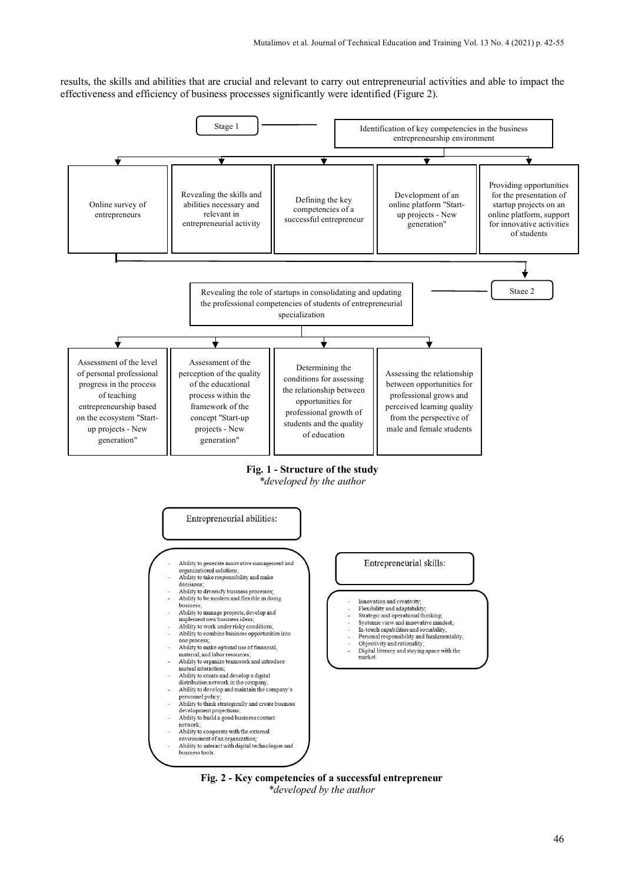results, the skills and abilities that are crucial and relevant to carry out entrepreneurial activities and able to impact the effectiveness and efficiency of business processes significantly were identified (Figure 2).

Stage 1 — Identification of key competencies in the business entrepreneurship environment

- Online survey of entrepreneurs
- Revealing the skills and abilities necessary and relevant in entrepreneurial activity
- Defining the key competencies of a successful entrepreneur
- Development of an online platform "Start-up projects - New generation"
- Providing opportunities for the presentation of startup projects on an online platform, support for innovative activities of students

Stage 2 — Revealing the role of startups in consolidating and updating the professional competencies of students of entrepreneurial specialization

- Assessment of the level of personal professional progress in the process of teaching entrepreneurship based on the ecosystem "Start-up projects - New generation"
- Assessment of the perception of the quality of the educational process within the framework of the concept "Start-up projects - New generation"
- Determining the conditions for assessing the relationship between opportunities for professional growth of students and the quality of education
- Assessing the relationship between opportunities for professional grows and perceived learning quality from the perspective of male and female students

**Fig. 1 - Structure of the study**
*\*developed by the author*

Entrepreneurial abilities:

- Ability to generate innovative management and organizational solutions;
- Ability to take responsibility and make decisions;
- Ability to diversify business processes;
- Ability to be modern and flexible in doing business;
- Ability to manage projects, develop and implement new business ideas;
- Ability to work under risky conditions;
- Ability to combine business opportunities into one process;
- Ability to make optimal use of financial, material, and labor resources;
- Ability to organize teamwork and introduce mutual interaction;
- Ability to create and develop a digital distribution network in the company;
- Ability to develop and maintain the company's personnel policy;
- Ability to think strategically and create business development projections;
- Ability to build a good business contact network;
- Ability to cooperate with the external environment of an organization;
- Ability to interact with digital technologies and business tools.

Entrepreneurial skills:

- Innovation and creativity;
- Flexibility and adaptability;
- Strategic and operational thinking;
- Systemic view and innovative mindset;
- In-touch capabilities and sociability;
- Personal responsibility and fundamentality;
- Objectivity and rationality;
- Digital literacy and staying apace with the market.

**Fig. 2 - Key competencies of a successful entrepreneur**
*\*developed by the author*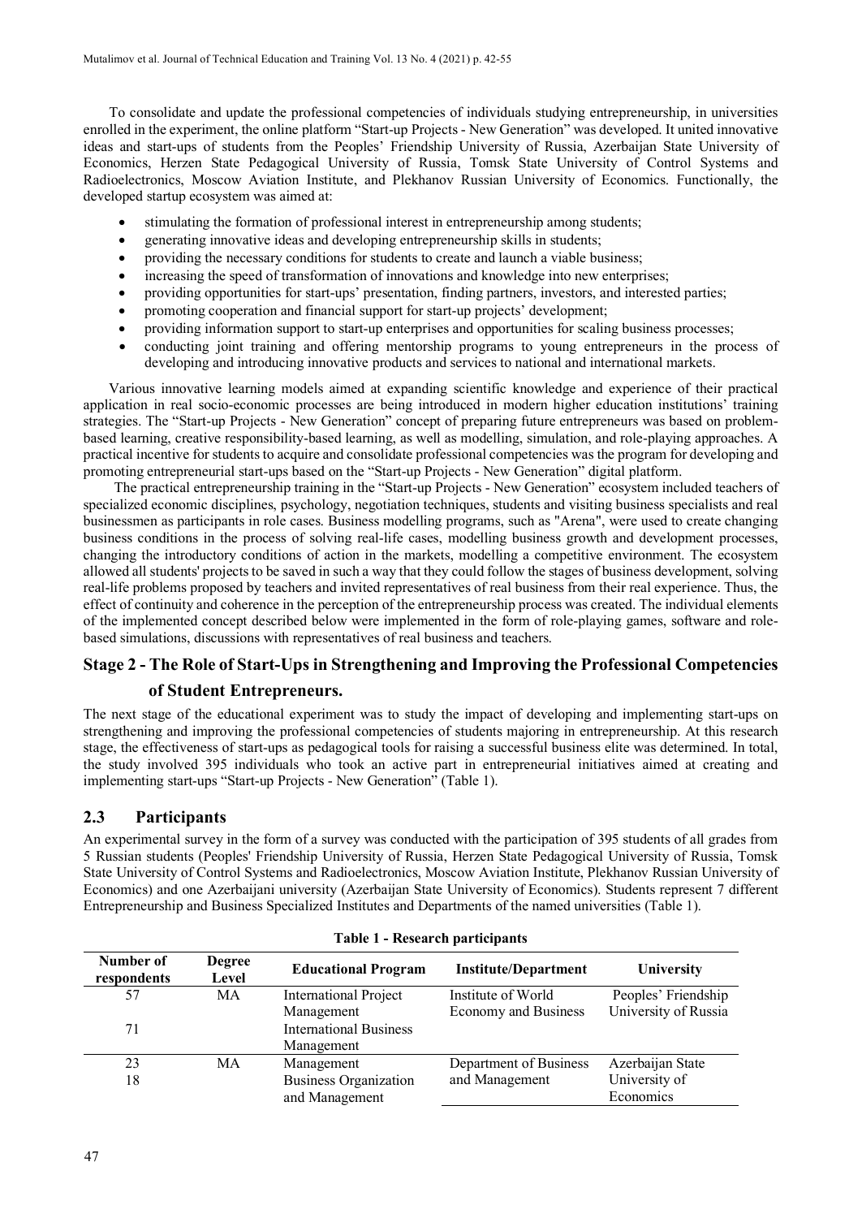To consolidate and update the professional competencies of individuals studying entrepreneurship, in universities enrolled in the experiment, the online platform "Start-up Projects - New Generation" was developed. It united innovative ideas and start-ups of students from the Peoples' Friendship University of Russia, Azerbaijan State University of Economics, Herzen State Pedagogical University of Russia, Tomsk State University of Control Systems and Radioelectronics, Moscow Aviation Institute, and Plekhanov Russian University of Economics. Functionally, the developed startup ecosystem was aimed at:

- stimulating the formation of professional interest in entrepreneurship among students;
- generating innovative ideas and developing entrepreneurship skills in students;
- providing the necessary conditions for students to create and launch a viable business;
- increasing the speed of transformation of innovations and knowledge into new enterprises;
- providing opportunities for start-ups' presentation, finding partners, investors, and interested parties;
- promoting cooperation and financial support for start-up projects' development;
- providing information support to start-up enterprises and opportunities for scaling business processes;
- conducting joint training and offering mentorship programs to young entrepreneurs in the process of developing and introducing innovative products and services to national and international markets.

Various innovative learning models aimed at expanding scientific knowledge and experience of their practical application in real socio-economic processes are being introduced in modern higher education institutions' training strategies. The "Start-up Projects - New Generation" concept of preparing future entrepreneurs was based on problem-based learning, creative responsibility-based learning, as well as modelling, simulation, and role-playing approaches. A practical incentive for students to acquire and consolidate professional competencies was the program for developing and promoting entrepreneurial start-ups based on the "Start-up Projects - New Generation" digital platform.

The practical entrepreneurship training in the "Start-up Projects - New Generation" ecosystem included teachers of specialized economic disciplines, psychology, negotiation techniques, students and visiting business specialists and real businessmen as participants in role cases. Business modelling programs, such as "Arena", were used to create changing business conditions in the process of solving real-life cases, modelling business growth and development processes, changing the introductory conditions of action in the markets, modelling a competitive environment. The ecosystem allowed all students' projects to be saved in such a way that they could follow the stages of business development, solving real-life problems proposed by teachers and invited representatives of real business from their real experience. Thus, the effect of continuity and coherence in the perception of the entrepreneurship process was created. The individual elements of the implemented concept described below were implemented in the form of role-playing games, software and role-based simulations, discussions with representatives of real business and teachers.

### Stage 2 - The Role of Start-Ups in Strengthening and Improving the Professional Competencies of Student Entrepreneurs.

The next stage of the educational experiment was to study the impact of developing and implementing start-ups on strengthening and improving the professional competencies of students majoring in entrepreneurship. At this research stage, the effectiveness of start-ups as pedagogical tools for raising a successful business elite was determined. In total, the study involved 395 individuals who took an active part in entrepreneurial initiatives aimed at creating and implementing start-ups "Start-up Projects - New Generation" (Table 1).

## 2.3 Participants

An experimental survey in the form of a survey was conducted with the participation of 395 students of all grades from 5 Russian students (Peoples' Friendship University of Russia, Herzen State Pedagogical University of Russia, Tomsk State University of Control Systems and Radioelectronics, Moscow Aviation Institute, Plekhanov Russian University of Economics) and one Azerbaijani university (Azerbaijan State University of Economics). Students represent 7 different Entrepreneurship and Business Specialized Institutes and Departments of the named universities (Table 1).

**Table 1 - Research participants**

| Number of respondents | Degree Level | Educational Program | Institute/Department | University |
|---|---|---|---|---|
| 57 | MA | International Project Management | Institute of World Economy and Business | Peoples' Friendship University of Russia |
| 71 | | International Business Management | | |
| 23 | MA | Management | Department of Business and Management | Azerbaijan State University of Economics |
| 18 | | Business Organization and Management | | |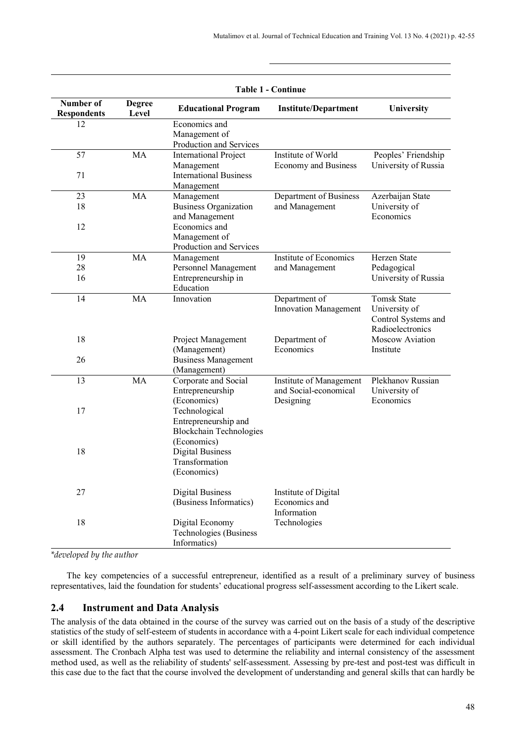**Table 1 - Continue**

| Number of Respondents | Degree Level | Educational Program | Institute/Department | University |
|---|---|---|---|---|
| 12 | | Economics and Management of Production and Services | | |
| 57 | MA | International Project Management | Institute of World Economy and Business | Peoples' Friendship University of Russia |
| 71 | | International Business Management | | |
| 23 | MA | Management | Department of Business and Management | Azerbaijan State University of Economics |
| 18 | | Business Organization and Management | | |
| 12 | | Economics and Management of Production and Services | | |
| 19 | MA | Management | Institute of Economics and Management | Herzen State Pedagogical University of Russia |
| 28 | | Personnel Management | | |
| 16 | | Entrepreneurship in Education | | |
| 14 | MA | Innovation | Department of Innovation Management | Tomsk State University of Control Systems and Radioelectronics |
| 18 | | Project Management (Management) | Department of Economics | Moscow Aviation Institute |
| 26 | | Business Management (Management) | | |
| 13 | MA | Corporate and Social Entrepreneurship (Economics) | Institute of Management and Social-economical Designing | Plekhanov Russian University of Economics |
| 17 | | Technological Entrepreneurship and Blockchain Technologies (Economics) | | |
| 18 | | Digital Business Transformation (Economics) | | |
| 27 | | Digital Business (Business Informatics) | Institute of Digital Economics and Information Technologies | |
| 18 | | Digital Economy Technologies (Business Informatics) | | |

*developed by the author*

The key competencies of a successful entrepreneur, identified as a result of a preliminary survey of business representatives, laid the foundation for students' educational progress self-assessment according to the Likert scale.

## 2.4 Instrument and Data Analysis

The analysis of the data obtained in the course of the survey was carried out on the basis of a study of the descriptive statistics of the study of self-esteem of students in accordance with a 4-point Likert scale for each individual competence or skill identified by the authors separately. The percentages of participants were determined for each individual assessment. The Cronbach Alpha test was used to determine the reliability and internal consistency of the assessment method used, as well as the reliability of students' self-assessment. Assessing by pre-test and post-test was difficult in this case due to the fact that the course involved the development of understanding and general skills that can hardly be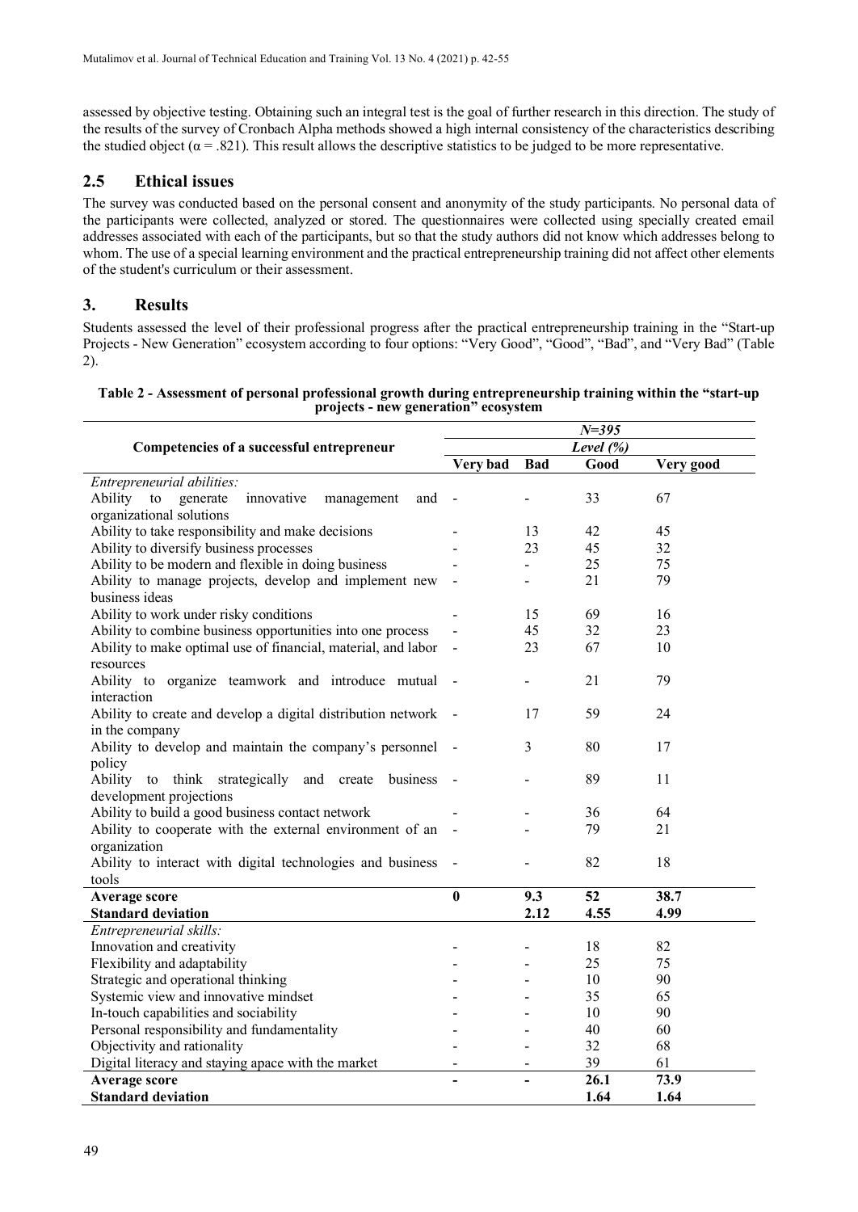assessed by objective testing. Obtaining such an integral test is the goal of further research in this direction. The study of the results of the survey of Cronbach Alpha methods showed a high internal consistency of the characteristics describing the studied object ($\alpha = .821$). This result allows the descriptive statistics to be judged to be more representative.

## 2.5 Ethical issues

The survey was conducted based on the personal consent and anonymity of the study participants. No personal data of the participants were collected, analyzed or stored. The questionnaires were collected using specially created email addresses associated with each of the participants, but so that the study authors did not know which addresses belong to whom. The use of a special learning environment and the practical entrepreneurship training did not affect other elements of the student's curriculum or their assessment.

# 3. Results

Students assessed the level of their professional progress after the practical entrepreneurship training in the "Start-up Projects - New Generation" ecosystem according to four options: "Very Good", "Good", "Bad", and "Very Bad" (Table 2).

**Table 2 - Assessment of personal professional growth during entrepreneurship training within the "start-up projects - new generation" ecosystem**

| Competencies of a successful entrepreneur | *N=395* | | | |
|---|---|---|---|---|
| | *Level (%)* | | | |
| | **Very bad** | **Bad** | **Good** | **Very good** |
| *Entrepreneurial abilities:* | | | | |
| Ability to generate innovative management and organizational solutions | - | - | 33 | 67 |
| Ability to take responsibility and make decisions | - | 13 | 42 | 45 |
| Ability to diversify business processes | - | 23 | 45 | 32 |
| Ability to be modern and flexible in doing business | - | - | 25 | 75 |
| Ability to manage projects, develop and implement new business ideas | - | - | 21 | 79 |
| Ability to work under risky conditions | - | 15 | 69 | 16 |
| Ability to combine business opportunities into one process | - | 45 | 32 | 23 |
| Ability to make optimal use of financial, material, and labor resources | - | 23 | 67 | 10 |
| Ability to organize teamwork and introduce mutual interaction | - | - | 21 | 79 |
| Ability to create and develop a digital distribution network in the company | - | 17 | 59 | 24 |
| Ability to develop and maintain the company's personnel policy | - | 3 | 80 | 17 |
| Ability to think strategically and create business development projections | - | - | 89 | 11 |
| Ability to build a good business contact network | - | - | 36 | 64 |
| Ability to cooperate with the external environment of an organization | - | - | 79 | 21 |
| Ability to interact with digital technologies and business tools | - | - | 82 | 18 |
| **Average score** | **0** | **9.3** | **52** | **38.7** |
| **Standard deviation** | | **2.12** | **4.55** | **4.99** |
| *Entrepreneurial skills:* | | | | |
| Innovation and creativity | - | - | 18 | 82 |
| Flexibility and adaptability | - | - | 25 | 75 |
| Strategic and operational thinking | - | - | 10 | 90 |
| Systemic view and innovative mindset | - | - | 35 | 65 |
| In-touch capabilities and sociability | - | - | 10 | 90 |
| Personal responsibility and fundamentality | - | - | 40 | 60 |
| Objectivity and rationality | - | - | 32 | 68 |
| Digital literacy and staying apace with the market | - | - | 39 | 61 |
| **Average score** | **-** | **-** | **26.1** | **73.9** |
| **Standard deviation** | | | **1.64** | **1.64** |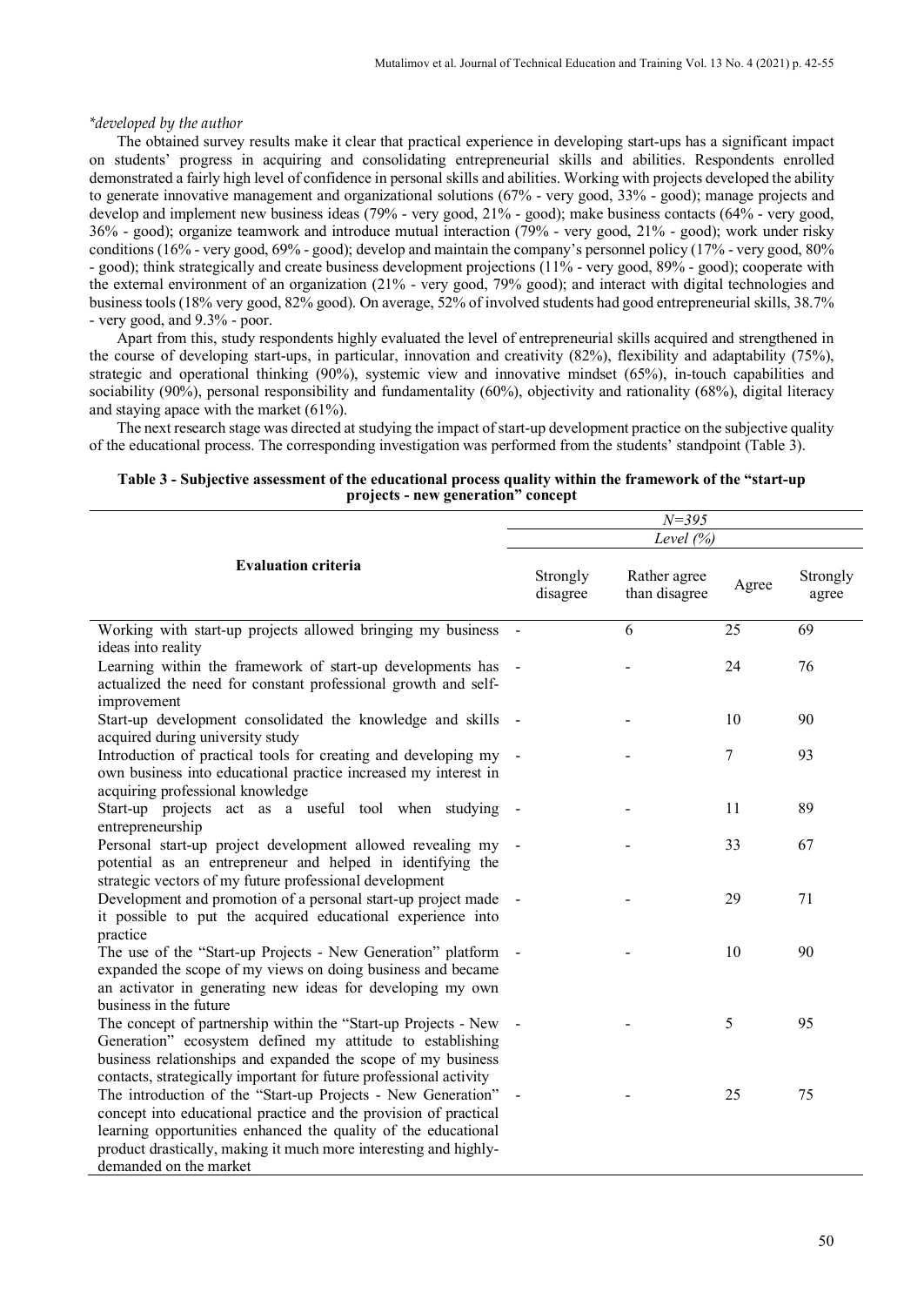*\*developed by the author*

The obtained survey results make it clear that practical experience in developing start-ups has a significant impact on students' progress in acquiring and consolidating entrepreneurial skills and abilities. Respondents enrolled demonstrated a fairly high level of confidence in personal skills and abilities. Working with projects developed the ability to generate innovative management and organizational solutions (67% - very good, 33% - good); manage projects and develop and implement new business ideas (79% - very good, 21% - good); make business contacts (64% - very good, 36% - good); organize teamwork and introduce mutual interaction (79% - very good, 21% - good); work under risky conditions (16% - very good, 69% - good); develop and maintain the company's personnel policy (17% - very good, 80% - good); think strategically and create business development projections (11% - very good, 89% - good); cooperate with the external environment of an organization (21% - very good, 79% good); and interact with digital technologies and business tools (18% very good, 82% good). On average, 52% of involved students had good entrepreneurial skills, 38.7% - very good, and 9.3% - poor.

Apart from this, study respondents highly evaluated the level of entrepreneurial skills acquired and strengthened in the course of developing start-ups, in particular, innovation and creativity (82%), flexibility and adaptability (75%), strategic and operational thinking (90%), systemic view and innovative mindset (65%), in-touch capabilities and sociability (90%), personal responsibility and fundamentality (60%), objectivity and rationality (68%), digital literacy and staying apace with the market (61%).

The next research stage was directed at studying the impact of start-up development practice on the subjective quality of the educational process. The corresponding investigation was performed from the students' standpoint (Table 3).

**Table 3 - Subjective assessment of the educational process quality within the framework of the "start-up projects - new generation" concept**

| Evaluation criteria | *N=395* | | | |
|---|---|---|---|---|
| | *Level (%)* | | | |
| | Strongly disagree | Rather agree than disagree | Agree | Strongly agree |
| Working with start-up projects allowed bringing my business ideas into reality | - | 6 | 25 | 69 |
| Learning within the framework of start-up developments has actualized the need for constant professional growth and self-improvement | - | - | 24 | 76 |
| Start-up development consolidated the knowledge and skills acquired during university study | - | - | 10 | 90 |
| Introduction of practical tools for creating and developing my own business into educational practice increased my interest in acquiring professional knowledge | - | - | 7 | 93 |
| Start-up projects act as a useful tool when studying entrepreneurship | - | - | 11 | 89 |
| Personal start-up project development allowed revealing my potential as an entrepreneur and helped in identifying the strategic vectors of my future professional development | - | - | 33 | 67 |
| Development and promotion of a personal start-up project made it possible to put the acquired educational experience into practice | - | - | 29 | 71 |
| The use of the "Start-up Projects - New Generation" platform expanded the scope of my views on doing business and became an activator in generating new ideas for developing my own business in the future | - | - | 10 | 90 |
| The concept of partnership within the "Start-up Projects - New Generation" ecosystem defined my attitude to establishing business relationships and expanded the scope of my business contacts, strategically important for future professional activity | - | - | 5 | 95 |
| The introduction of the "Start-up Projects - New Generation" concept into educational practice and the provision of practical learning opportunities enhanced the quality of the educational product drastically, making it much more interesting and highly-demanded on the market | - | - | 25 | 75 |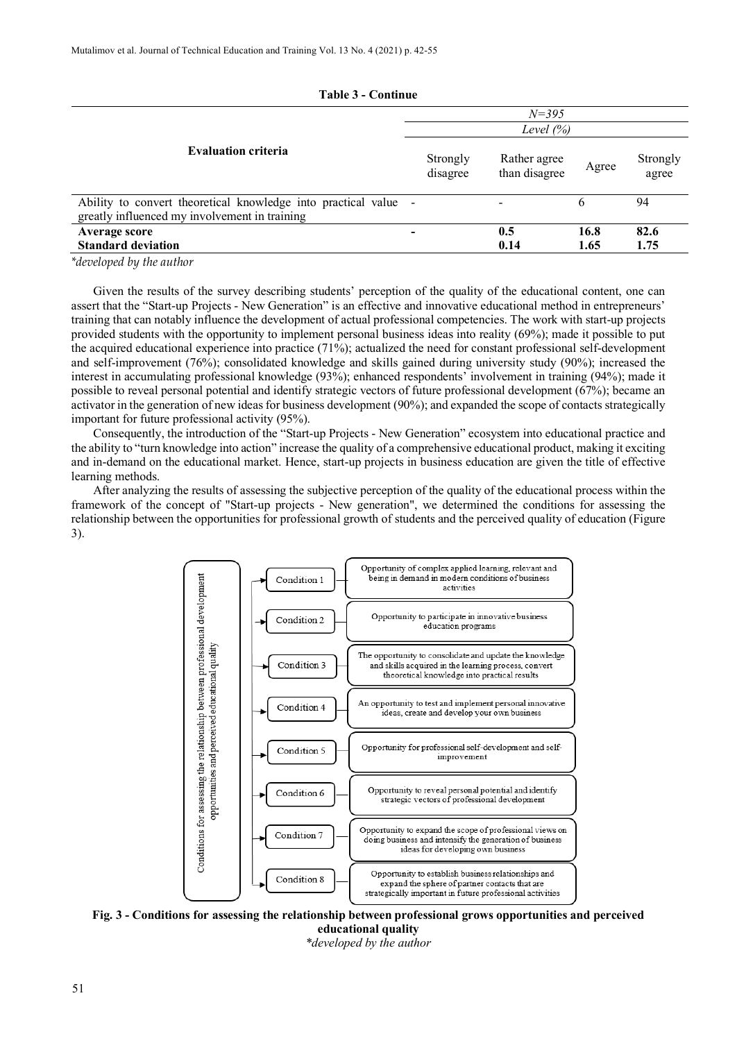**Table 3 - Continue**

| Evaluation criteria | N=395 | | | |
|---|---|---|---|---|
| | *Level (%)* | | | |
| | Strongly disagree | Rather agree than disagree | Agree | Strongly agree |
| Ability to convert theoretical knowledge into practical value greatly influenced my involvement in training | - | - | 6 | 94 |
| **Average score** | **-** | **0.5** | **16.8** | **82.6** |
| **Standard deviation** | | **0.14** | **1.65** | **1.75** |

*\*developed by the author*

Given the results of the survey describing students' perception of the quality of the educational content, one can assert that the "Start-up Projects - New Generation" is an effective and innovative educational method in entrepreneurs' training that can notably influence the development of actual professional competencies. The work with start-up projects provided students with the opportunity to implement personal business ideas into reality (69%); made it possible to put the acquired educational experience into practice (71%); actualized the need for constant professional self-development and self-improvement (76%); consolidated knowledge and skills gained during university study (90%); increased the interest in accumulating professional knowledge (93%); enhanced respondents' involvement in training (94%); made it possible to reveal personal potential and identify strategic vectors of future professional development (67%); became an activator in the generation of new ideas for business development (90%); and expanded the scope of contacts strategically important for future professional activity (95%).

Consequently, the introduction of the "Start-up Projects - New Generation" ecosystem into educational practice and the ability to "turn knowledge into action" increase the quality of a comprehensive educational product, making it exciting and in-demand on the educational market. Hence, start-up projects in business education are given the title of effective learning methods.

After analyzing the results of assessing the subjective perception of the quality of the educational process within the framework of the concept of "Start-up projects - New generation", we determined the conditions for assessing the relationship between the opportunities for professional growth of students and the perceived quality of education (Figure 3).

Conditions for assessing the relationship between professional development opportunities and perceived educational quality

- Condition 1 — Opportunity of complex applied learning, relevant and being in demand in modern conditions of business activities
- Condition 2 — Opportunity to participate in innovative business education programs
- Condition 3 — The opportunity to consolidate and update the knowledge and skills acquired in the learning process, convert theoretical knowledge into practical results
- Condition 4 — An opportunity to test and implement personal innovative ideas, create and develop your own business
- Condition 5 — Opportunity for professional self-development and self-improvement
- Condition 6 — Opportunity to reveal personal potential and identify strategic vectors of professional development
- Condition 7 — Opportunity to expand the scope of professional views on doing business and intensify the generation of business ideas for developing own business
- Condition 8 — Opportunity to establish business relationships and expand the sphere of partner contacts that are strategically important in future professional activities

**Fig. 3 - Conditions for assessing the relationship between professional grows opportunities and perceived educational quality**

*\*developed by the author*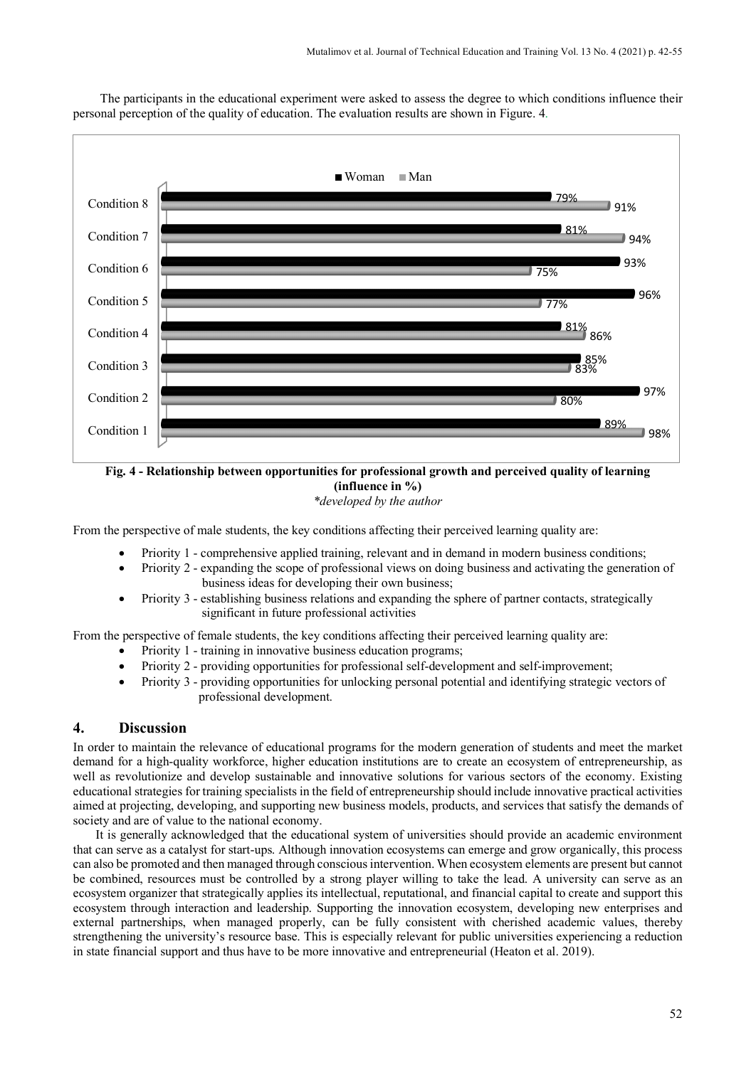The participants in the educational experiment were asked to assess the degree to which conditions influence their personal perception of the quality of education. The evaluation results are shown in Figure. 4.

| | Woman | Man |
|---|---|---|
| Condition 8 | 79% | 91% |
| Condition 7 | 81% | 94% |
| Condition 6 | 93% | 75% |
| Condition 5 | 96% | 77% |
| Condition 4 | 81% | 86% |
| Condition 3 | 85% | 83% |
| Condition 2 | 97% | 80% |
| Condition 1 | 89% | 98% |

**Fig. 4 - Relationship between opportunities for professional growth and perceived quality of learning (influence in %)**

*\*developed by the author*

From the perspective of male students, the key conditions affecting their perceived learning quality are:

- Priority 1 - comprehensive applied training, relevant and in demand in modern business conditions;
- Priority 2 - expanding the scope of professional views on doing business and activating the generation of business ideas for developing their own business;
- Priority 3 - establishing business relations and expanding the sphere of partner contacts, strategically significant in future professional activities

From the perspective of female students, the key conditions affecting their perceived learning quality are:

- Priority 1 - training in innovative business education programs;
- Priority 2 - providing opportunities for professional self-development and self-improvement;
- Priority 3 - providing opportunities for unlocking personal potential and identifying strategic vectors of professional development.

## 4. Discussion

In order to maintain the relevance of educational programs for the modern generation of students and meet the market demand for a high-quality workforce, higher education institutions are to create an ecosystem of entrepreneurship, as well as revolutionize and develop sustainable and innovative solutions for various sectors of the economy. Existing educational strategies for training specialists in the field of entrepreneurship should include innovative practical activities aimed at projecting, developing, and supporting new business models, products, and services that satisfy the demands of society and are of value to the national economy.

It is generally acknowledged that the educational system of universities should provide an academic environment that can serve as a catalyst for start-ups. Although innovation ecosystems can emerge and grow organically, this process can also be promoted and then managed through conscious intervention. When ecosystem elements are present but cannot be combined, resources must be controlled by a strong player willing to take the lead. A university can serve as an ecosystem organizer that strategically applies its intellectual, reputational, and financial capital to create and support this ecosystem through interaction and leadership. Supporting the innovation ecosystem, developing new enterprises and external partnerships, when managed properly, can be fully consistent with cherished academic values, thereby strengthening the university's resource base. This is especially relevant for public universities experiencing a reduction in state financial support and thus have to be more innovative and entrepreneurial (Heaton et al. 2019).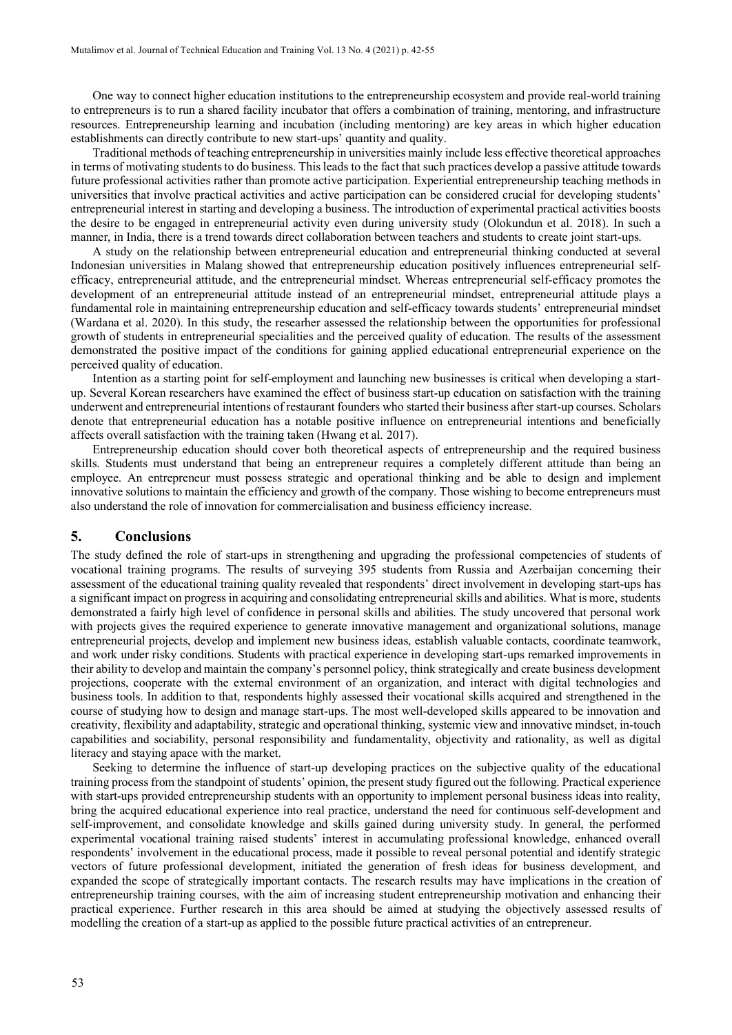One way to connect higher education institutions to the entrepreneurship ecosystem and provide real-world training to entrepreneurs is to run a shared facility incubator that offers a combination of training, mentoring, and infrastructure resources. Entrepreneurship learning and incubation (including mentoring) are key areas in which higher education establishments can directly contribute to new start-ups' quantity and quality.

Traditional methods of teaching entrepreneurship in universities mainly include less effective theoretical approaches in terms of motivating students to do business. This leads to the fact that such practices develop a passive attitude towards future professional activities rather than promote active participation. Experiential entrepreneurship teaching methods in universities that involve practical activities and active participation can be considered crucial for developing students' entrepreneurial interest in starting and developing a business. The introduction of experimental practical activities boosts the desire to be engaged in entrepreneurial activity even during university study (Olokundun et al. 2018). In such a manner, in India, there is a trend towards direct collaboration between teachers and students to create joint start-ups.

A study on the relationship between entrepreneurial education and entrepreneurial thinking conducted at several Indonesian universities in Malang showed that entrepreneurship education positively influences entrepreneurial self-efficacy, entrepreneurial attitude, and the entrepreneurial mindset. Whereas entrepreneurial self-efficacy promotes the development of an entrepreneurial attitude instead of an entrepreneurial mindset, entrepreneurial attitude plays a fundamental role in maintaining entrepreneurship education and self-efficacy towards students' entrepreneurial mindset (Wardana et al. 2020). In this study, the researher assessed the relationship between the opportunities for professional growth of students in entrepreneurial specialities and the perceived quality of education. The results of the assessment demonstrated the positive impact of the conditions for gaining applied educational entrepreneurial experience on the perceived quality of education.

Intention as a starting point for self-employment and launching new businesses is critical when developing a start-up. Several Korean researchers have examined the effect of business start-up education on satisfaction with the training underwent and entrepreneurial intentions of restaurant founders who started their business after start-up courses. Scholars denote that entrepreneurial education has a notable positive influence on entrepreneurial intentions and beneficially affects overall satisfaction with the training taken (Hwang et al. 2017).

Entrepreneurship education should cover both theoretical aspects of entrepreneurship and the required business skills. Students must understand that being an entrepreneur requires a completely different attitude than being an employee. An entrepreneur must possess strategic and operational thinking and be able to design and implement innovative solutions to maintain the efficiency and growth of the company. Those wishing to become entrepreneurs must also understand the role of innovation for commercialisation and business efficiency increase.

## 5. Conclusions

The study defined the role of start-ups in strengthening and upgrading the professional competencies of students of vocational training programs. The results of surveying 395 students from Russia and Azerbaijan concerning their assessment of the educational training quality revealed that respondents' direct involvement in developing start-ups has a significant impact on progress in acquiring and consolidating entrepreneurial skills and abilities. What is more, students demonstrated a fairly high level of confidence in personal skills and abilities. The study uncovered that personal work with projects gives the required experience to generate innovative management and organizational solutions, manage entrepreneurial projects, develop and implement new business ideas, establish valuable contacts, coordinate teamwork, and work under risky conditions. Students with practical experience in developing start-ups remarked improvements in their ability to develop and maintain the company's personnel policy, think strategically and create business development projections, cooperate with the external environment of an organization, and interact with digital technologies and business tools. In addition to that, respondents highly assessed their vocational skills acquired and strengthened in the course of studying how to design and manage start-ups. The most well-developed skills appeared to be innovation and creativity, flexibility and adaptability, strategic and operational thinking, systemic view and innovative mindset, in-touch capabilities and sociability, personal responsibility and fundamentality, objectivity and rationality, as well as digital literacy and staying apace with the market.

Seeking to determine the influence of start-up developing practices on the subjective quality of the educational training process from the standpoint of students' opinion, the present study figured out the following. Practical experience with start-ups provided entrepreneurship students with an opportunity to implement personal business ideas into reality, bring the acquired educational experience into real practice, understand the need for continuous self-development and self-improvement, and consolidate knowledge and skills gained during university study. In general, the performed experimental vocational training raised students' interest in accumulating professional knowledge, enhanced overall respondents' involvement in the educational process, made it possible to reveal personal potential and identify strategic vectors of future professional development, initiated the generation of fresh ideas for business development, and expanded the scope of strategically important contacts. The research results may have implications in the creation of entrepreneurship training courses, with the aim of increasing student entrepreneurship motivation and enhancing their practical experience. Further research in this area should be aimed at studying the objectively assessed results of modelling the creation of a start-up as applied to the possible future practical activities of an entrepreneur.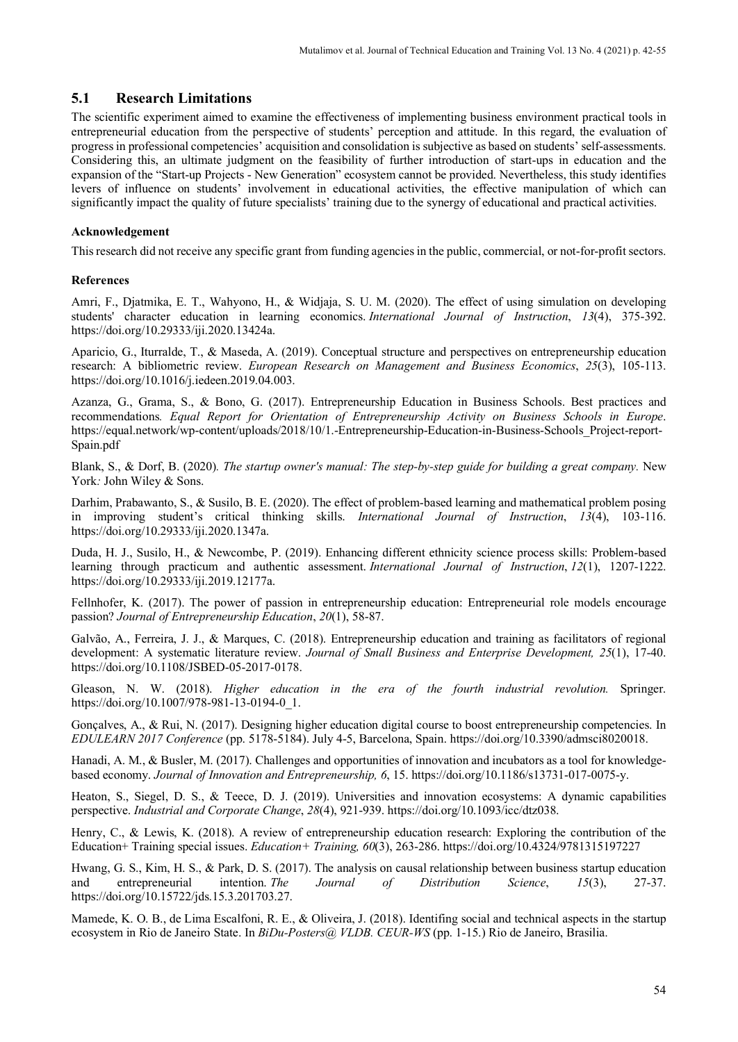## 5.1 Research Limitations

The scientific experiment aimed to examine the effectiveness of implementing business environment practical tools in entrepreneurial education from the perspective of students' perception and attitude. In this regard, the evaluation of progress in professional competencies' acquisition and consolidation is subjective as based on students' self-assessments. Considering this, an ultimate judgment on the feasibility of further introduction of start-ups in education and the expansion of the "Start-up Projects - New Generation" ecosystem cannot be provided. Nevertheless, this study identifies levers of influence on students' involvement in educational activities, the effective manipulation of which can significantly impact the quality of future specialists' training due to the synergy of educational and practical activities.

**Acknowledgement**

This research did not receive any specific grant from funding agencies in the public, commercial, or not-for-profit sectors.

**References**

Amri, F., Djatmika, E. T., Wahyono, H., & Widjaja, S. U. M. (2020). The effect of using simulation on developing students' character education in learning economics. *International Journal of Instruction*, *13*(4), 375-392. https://doi.org/10.29333/iji.2020.13424a.

Aparicio, G., Iturralde, T., & Maseda, A. (2019). Conceptual structure and perspectives on entrepreneurship education research: A bibliometric review. *European Research on Management and Business Economics*, *25*(3), 105-113. https://doi.org/10.1016/j.iedeen.2019.04.003.

Azanza, G., Grama, S., & Bono, G. (2017). Entrepreneurship Education in Business Schools. Best practices and recommendations*. Equal Report for Orientation of Entrepreneurship Activity on Business Schools in Europe*. https://equal.network/wp-content/uploads/2018/10/1.-Entrepreneurship-Education-in-Business-Schools_Project-report-Spain.pdf

Blank, S., & Dorf, B. (2020)*. The startup owner's manual: The step-by-step guide for building a great company.* New York*:* John Wiley & Sons.

Darhim, Prabawanto, S., & Susilo, B. E. (2020). The effect of problem-based learning and mathematical problem posing in improving student's critical thinking skills. *International Journal of Instruction*, *13*(4), 103-116. https://doi.org/10.29333/iji.2020.1347a.

Duda, H. J., Susilo, H., & Newcombe, P. (2019). Enhancing different ethnicity science process skills: Problem-based learning through practicum and authentic assessment. *International Journal of Instruction*, *12*(1), 1207-1222. https://doi.org/10.29333/iji.2019.12177a.

Fellnhofer, K. (2017). The power of passion in entrepreneurship education: Entrepreneurial role models encourage passion? *Journal of Entrepreneurship Education*, *20*(1), 58-87.

Galvão, A., Ferreira, J. J., & Marques, C. (2018). Entrepreneurship education and training as facilitators of regional development: A systematic literature review. *Journal of Small Business and Enterprise Development, 25*(1), 17-40. https://doi.org/10.1108/JSBED-05-2017-0178.

Gleason, N. W. (2018). *Higher education in the era of the fourth industrial revolution.* Springer. https://doi.org/10.1007/978-981-13-0194-0_1.

Gonçalves, A., & Rui, N. (2017). Designing higher education digital course to boost entrepreneurship competencies. In *EDULEARN 2017 Conference* (pp. 5178-5184). July 4-5, Barcelona, Spain. https://doi.org/10.3390/admsci8020018.

Hanadi, A. M., & Busler, M. (2017). Challenges and opportunities of innovation and incubators as a tool for knowledge-based economy. *Journal of Innovation and Entrepreneurship, 6*, 15. https://doi.org/10.1186/s13731-017-0075-y.

Heaton, S., Siegel, D. S., & Teece, D. J. (2019). Universities and innovation ecosystems: A dynamic capabilities perspective. *Industrial and Corporate Change*, *28*(4), 921-939. https://doi.org/10.1093/icc/dtz038.

Henry, C., & Lewis, K. (2018). A review of entrepreneurship education research: Exploring the contribution of the Education+ Training special issues. *Education+ Training, 60*(3), 263-286. https://doi.org/10.4324/9781315197227

Hwang, G. S., Kim, H. S., & Park, D. S. (2017). The analysis on causal relationship between business startup education and entrepreneurial intention. *The Journal of Distribution Science*, *15*(3), 27-37. https://doi.org/10.15722/jds.15.3.201703.27.

Mamede, K. O. B., de Lima Escalfoni, R. E., & Oliveira, J. (2018). Identifing social and technical aspects in the startup ecosystem in Rio de Janeiro State. In *BiDu-Posters@ VLDB. CEUR-WS* (pp. 1-15.) Rio de Janeiro, Brasilia.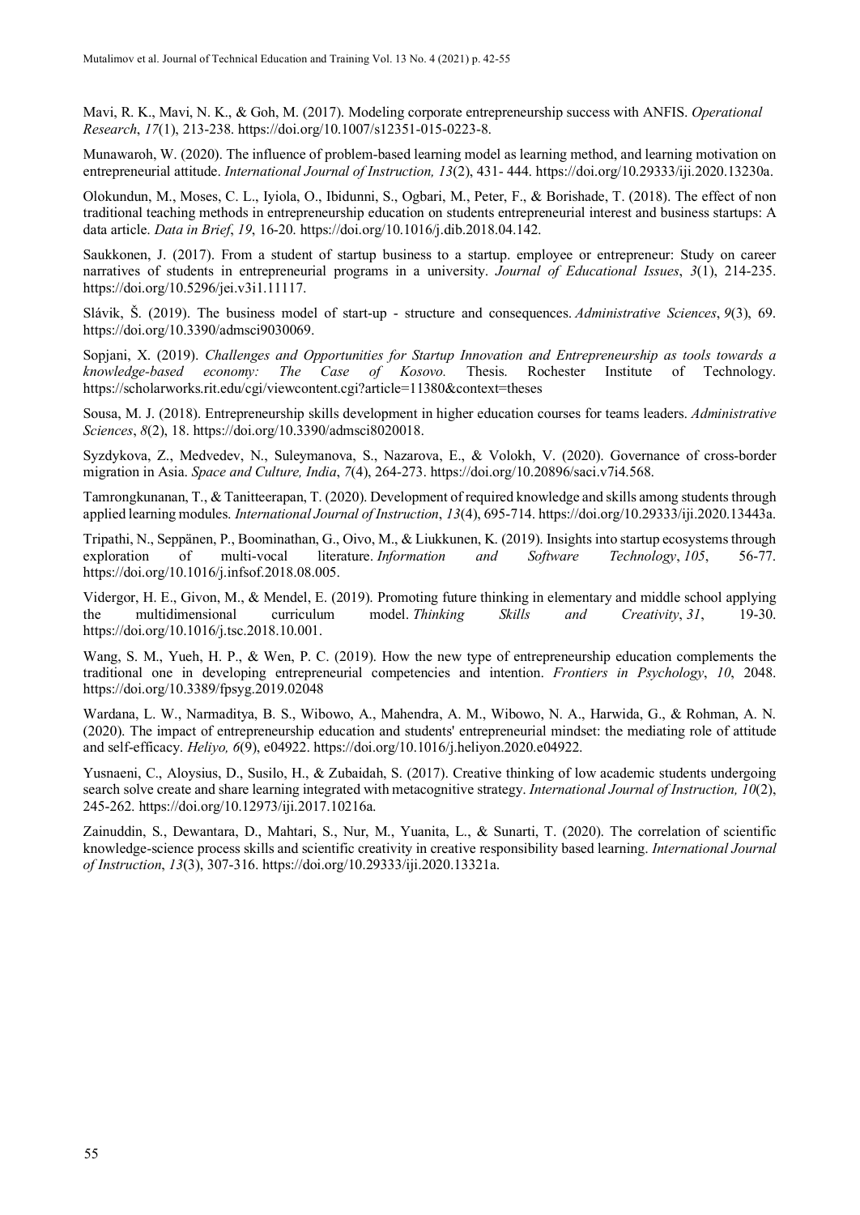Mavi, R. K., Mavi, N. K., & Goh, M. (2017). Modeling corporate entrepreneurship success with ANFIS. *Operational Research*, *17*(1), 213-238. https://doi.org/10.1007/s12351-015-0223-8.

Munawaroh, W. (2020). The influence of problem-based learning model as learning method, and learning motivation on entrepreneurial attitude. *International Journal of Instruction, 13*(2), 431- 444. https://doi.org/10.29333/iji.2020.13230a.

Olokundun, M., Moses, C. L., Iyiola, O., Ibidunni, S., Ogbari, M., Peter, F., & Borishade, T. (2018). The effect of non traditional teaching methods in entrepreneurship education on students entrepreneurial interest and business startups: A data article. *Data in Brief*, *19*, 16-20. https://doi.org/10.1016/j.dib.2018.04.142.

Saukkonen, J. (2017). From a student of startup business to a startup. employee or entrepreneur: Study on career narratives of students in entrepreneurial programs in a university. *Journal of Educational Issues*, *3*(1), 214-235. https://doi.org/10.5296/jei.v3i1.11117.

Slávik, Š. (2019). The business model of start-up - structure and consequences. *Administrative Sciences*, *9*(3), 69. https://doi.org/10.3390/admsci9030069.

Sopjani, X. (2019). *Challenges and Opportunities for Startup Innovation and Entrepreneurship as tools towards a knowledge-based economy: The Case of Kosovo.* Thesis. Rochester Institute of Technology. https://scholarworks.rit.edu/cgi/viewcontent.cgi?article=11380&context=theses

Sousa, M. J. (2018). Entrepreneurship skills development in higher education courses for teams leaders. *Administrative Sciences*, *8*(2), 18. https://doi.org/10.3390/admsci8020018.

Syzdykova, Z., Medvedev, N., Suleymanova, S., Nazarova, E., & Volokh, V. (2020). Governance of cross-border migration in Asia. *Space and Culture, India*, *7*(4), 264-273. https://doi.org/10.20896/saci.v7i4.568.

Tamrongkunanan, T., & Tanitteerapan, T. (2020). Development of required knowledge and skills among students through applied learning modules. *International Journal of Instruction*, *13*(4), 695-714. https://doi.org/10.29333/iji.2020.13443a.

Tripathi, N., Seppänen, P., Boominathan, G., Oivo, M., & Liukkunen, K. (2019). Insights into startup ecosystems through exploration of multi-vocal literature. *Information and Software Technology*, *105*, 56-77. https://doi.org/10.1016/j.infsof.2018.08.005.

Vidergor, H. E., Givon, M., & Mendel, E. (2019). Promoting future thinking in elementary and middle school applying the multidimensional curriculum model. *Thinking Skills and Creativity*, *31*, 19-30. https://doi.org/10.1016/j.tsc.2018.10.001.

Wang, S. M., Yueh, H. P., & Wen, P. C. (2019). How the new type of entrepreneurship education complements the traditional one in developing entrepreneurial competencies and intention. *Frontiers in Psychology*, *10*, 2048. https://doi.org/10.3389/fpsyg.2019.02048

Wardana, L. W., Narmaditya, B. S., Wibowo, A., Mahendra, A. M., Wibowo, N. A., Harwida, G., & Rohman, A. N. (2020). The impact of entrepreneurship education and students' entrepreneurial mindset: the mediating role of attitude and self-efficacy. *Heliyo, 6*(9), e04922. https://doi.org/10.1016/j.heliyon.2020.e04922.

Yusnaeni, C., Aloysius, D., Susilo, H., & Zubaidah, S. (2017). Creative thinking of low academic students undergoing search solve create and share learning integrated with metacognitive strategy. *International Journal of Instruction, 10*(2), 245-262. https://doi.org/10.12973/iji.2017.10216a.

Zainuddin, S., Dewantara, D., Mahtari, S., Nur, M., Yuanita, L., & Sunarti, T. (2020). The correlation of scientific knowledge-science process skills and scientific creativity in creative responsibility based learning. *International Journal of Instruction*, *13*(3), 307-316. https://doi.org/10.29333/iji.2020.13321a.